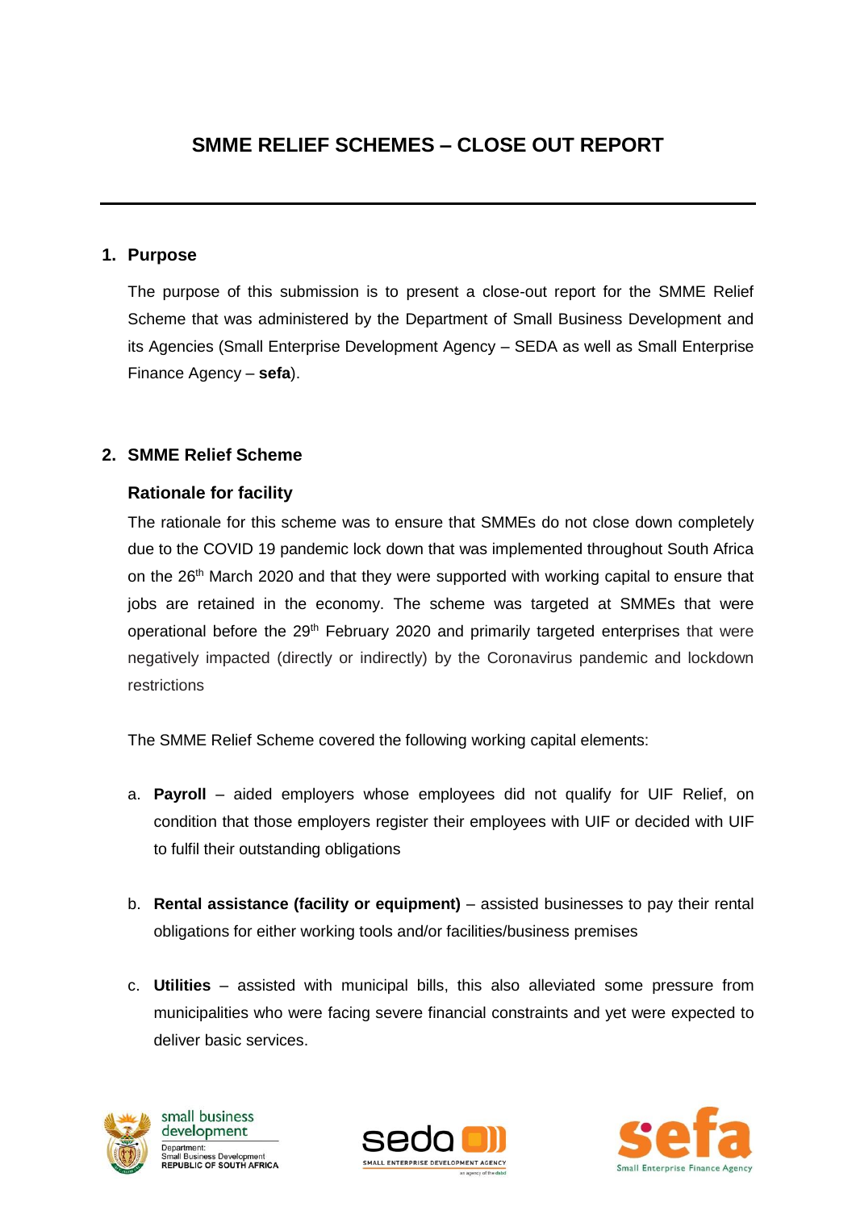# SMME RELIEF SCHEMES – CLOSE OUT REPORT

## 1. Purpose

The purpose of this submission is to present a close-out report for the SMME Relief Scheme that was administered by the Department of Small Business Development and its Agencies (Small Enterprise Development Agency – SEDA as well as Small Enterprise Finance Agency – **sefa**).

## 2. SMME Relief Scheme

### Rationale for facility

The rationale for this scheme was to ensure that SMMEs do not close down completely due to the COVID 19 pandemic lock down that was implemented throughout South Africa on the 26th March 2020 and that they were supported with working capital to ensure that jobs are retained in the economy. The scheme was targeted at SMMEs that were operational before the 29th February 2020 and primarily targeted enterprises that were negatively impacted (directly or indirectly) by the Coronavirus pandemic and lockdown restrictions

The SMME Relief Scheme covered the following working capital elements:

a. **Payroll** – aided employers whose employees did not qualify for UIF Relief, on condition that those employers register their employees with UIF or decided with UIF to fulfil their outstanding obligations

b. **Rental assistance (facility or equipment)** – assisted businesses to pay their rental obligations for either working tools and/or facilities/business premises

c. **Utilities** – assisted with municipal bills, this also alleviated some pressure from municipalities who were facing severe financial constraints and yet were expected to deliver basic services.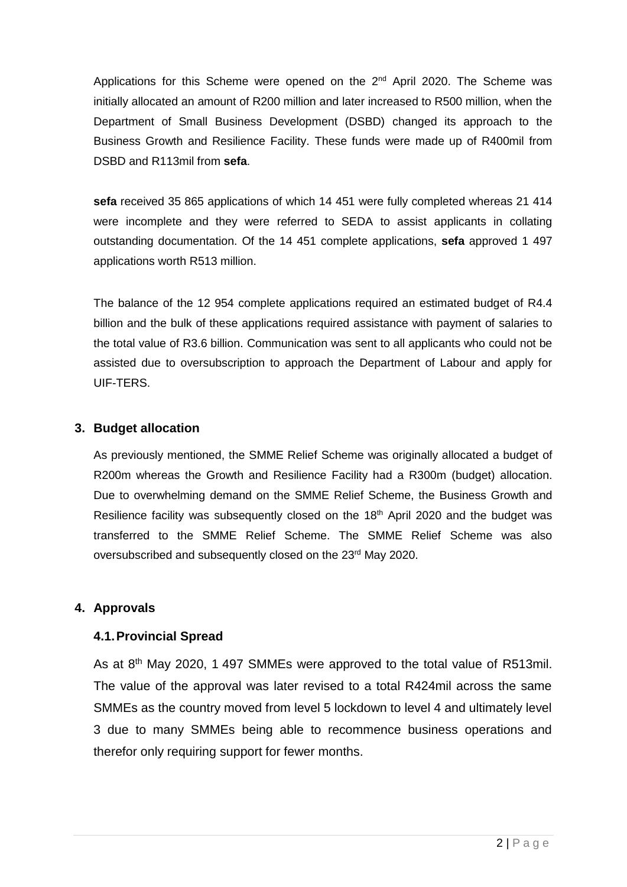Applications for this Scheme were opened on the 2nd April 2020. The Scheme was initially allocated an amount of R200 million and later increased to R500 million, when the Department of Small Business Development (DSBD) changed its approach to the Business Growth and Resilience Facility. These funds were made up of R400mil from DSBD and R113mil from **sefa**.

**sefa** received 35 865 applications of which 14 451 were fully completed whereas 21 414 were incomplete and they were referred to SEDA to assist applicants in collating outstanding documentation. Of the 14 451 complete applications, **sefa** approved 1 497 applications worth R513 million.

The balance of the 12 954 complete applications required an estimated budget of R4.4 billion and the bulk of these applications required assistance with payment of salaries to the total value of R3.6 billion. Communication was sent to all applicants who could not be assisted due to oversubscription to approach the Department of Labour and apply for UIF-TERS.

## 3. Budget allocation

As previously mentioned, the SMME Relief Scheme was originally allocated a budget of R200m whereas the Growth and Resilience Facility had a R300m (budget) allocation. Due to overwhelming demand on the SMME Relief Scheme, the Business Growth and Resilience facility was subsequently closed on the 18th April 2020 and the budget was transferred to the SMME Relief Scheme. The SMME Relief Scheme was also oversubscribed and subsequently closed on the 23rd May 2020.

## 4. Approvals

### 4.1. Provincial Spread

As at 8th May 2020, 1 497 SMMEs were approved to the total value of R513mil. The value of the approval was later revised to a total R424mil across the same SMMEs as the country moved from level 5 lockdown to level 4 and ultimately level 3 due to many SMMEs being able to recommence business operations and therefor only requiring support for fewer months.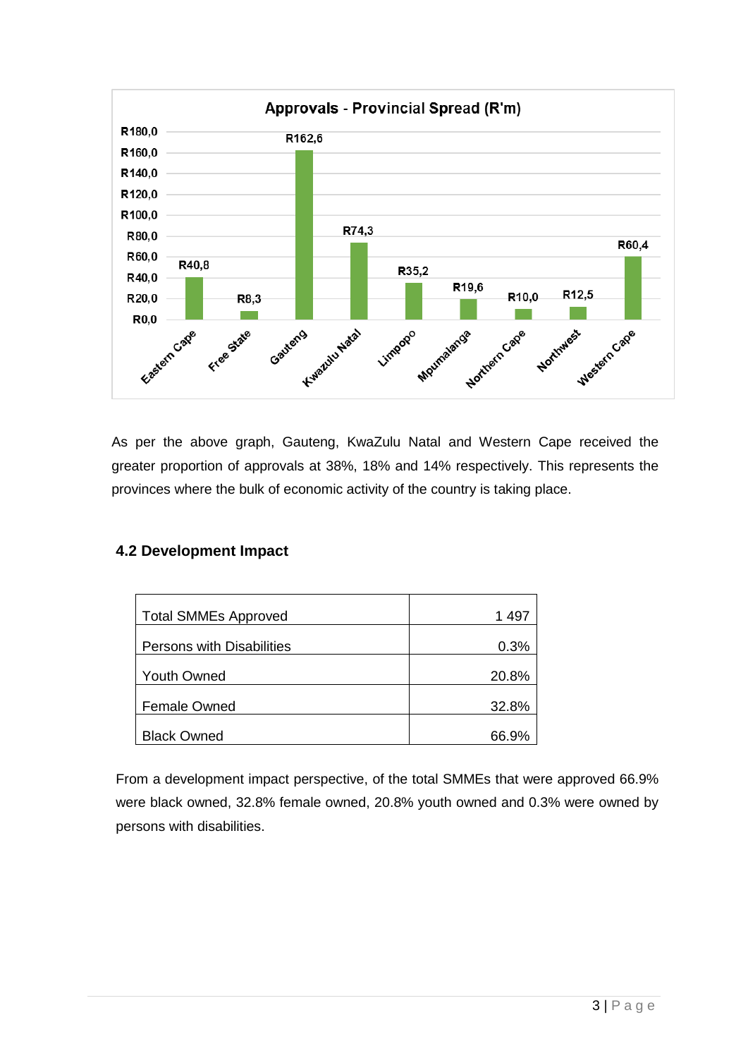**Approvals - Provincial Spread (R'm)**

| Province | Approvals (R'm) |
|---|---|
| Eastern Cape | R40,8 |
| Free State | R8,3 |
| Gauteng | R162,6 |
| Kwazulu Natal | R74,3 |
| Limpopo | R35,2 |
| Mpumalanga | R19,6 |
| Northern Cape | R10,0 |
| Northwest | R12,5 |
| Western Cape | R60,4 |

As per the above graph, Gauteng, KwaZulu Natal and Western Cape received the greater proportion of approvals at 38%, 18% and 14% respectively. This represents the provinces where the bulk of economic activity of the country is taking place.

### 4.2 Development Impact

| | |
|---|---|
| Total SMMEs Approved | 1 497 |
| Persons with Disabilities | 0.3% |
| Youth Owned | 20.8% |
| Female Owned | 32.8% |
| Black Owned | 66.9% |

From a development impact perspective, of the total SMMEs that were approved 66.9% were black owned, 32.8% female owned, 20.8% youth owned and 0.3% were owned by persons with disabilities.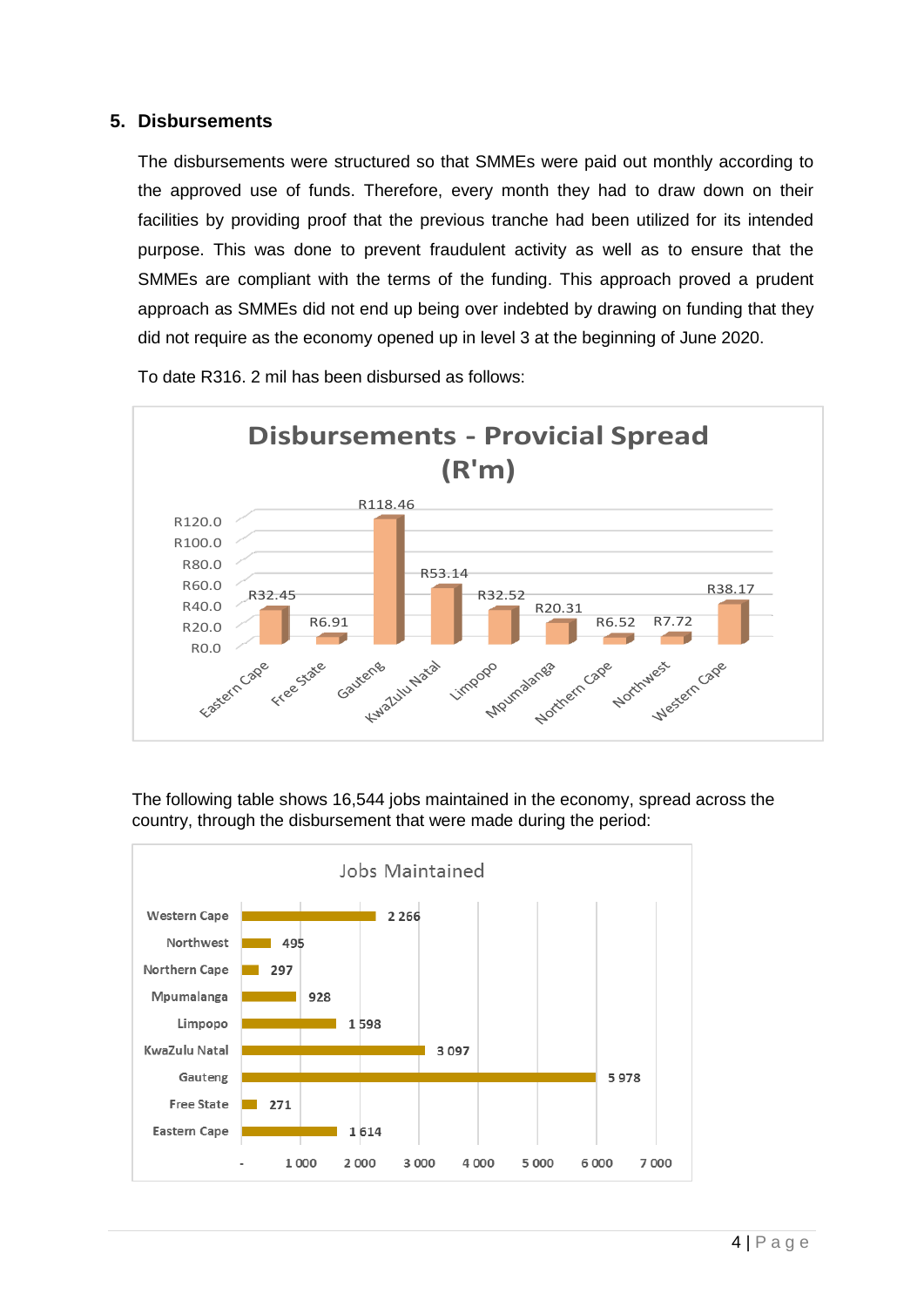## 5. Disbursements

The disbursements were structured so that SMMEs were paid out monthly according to the approved use of funds. Therefore, every month they had to draw down on their facilities by providing proof that the previous tranche had been utilized for its intended purpose. This was done to prevent fraudulent activity as well as to ensure that the SMMEs are compliant with the terms of the funding. This approach proved a prudent approach as SMMEs did not end up being over indebted by drawing on funding that they did not require as the economy opened up in level 3 at the beginning of June 2020.

To date R316. 2 mil has been disbursed as follows:

**Disbursements - Provicial Spread (R'm)**

| Province | Disbursements (R'm) |
|---|---|
| Eastern Cape | R32.45 |
| Free State | R6.91 |
| Gauteng | R118.46 |
| KwaZulu Natal | R53.14 |
| Limpopo | R32.52 |
| Mpumalanga | R20.31 |
| Northern Cape | R6.52 |
| Northwest | R7.72 |
| Western Cape | R38.17 |

The following table shows 16,544 jobs maintained in the economy, spread across the country, through the disbursement that were made during the period:

**Jobs Maintained**

| Province | Jobs Maintained |
|---|---|
| Western Cape | 2 266 |
| Northwest | 495 |
| Northern Cape | 297 |
| Mpumalanga | 928 |
| Limpopo | 1 598 |
| KwaZulu Natal | 3 097 |
| Gauteng | 5 978 |
| Free State | 271 |
| Eastern Cape | 1 614 |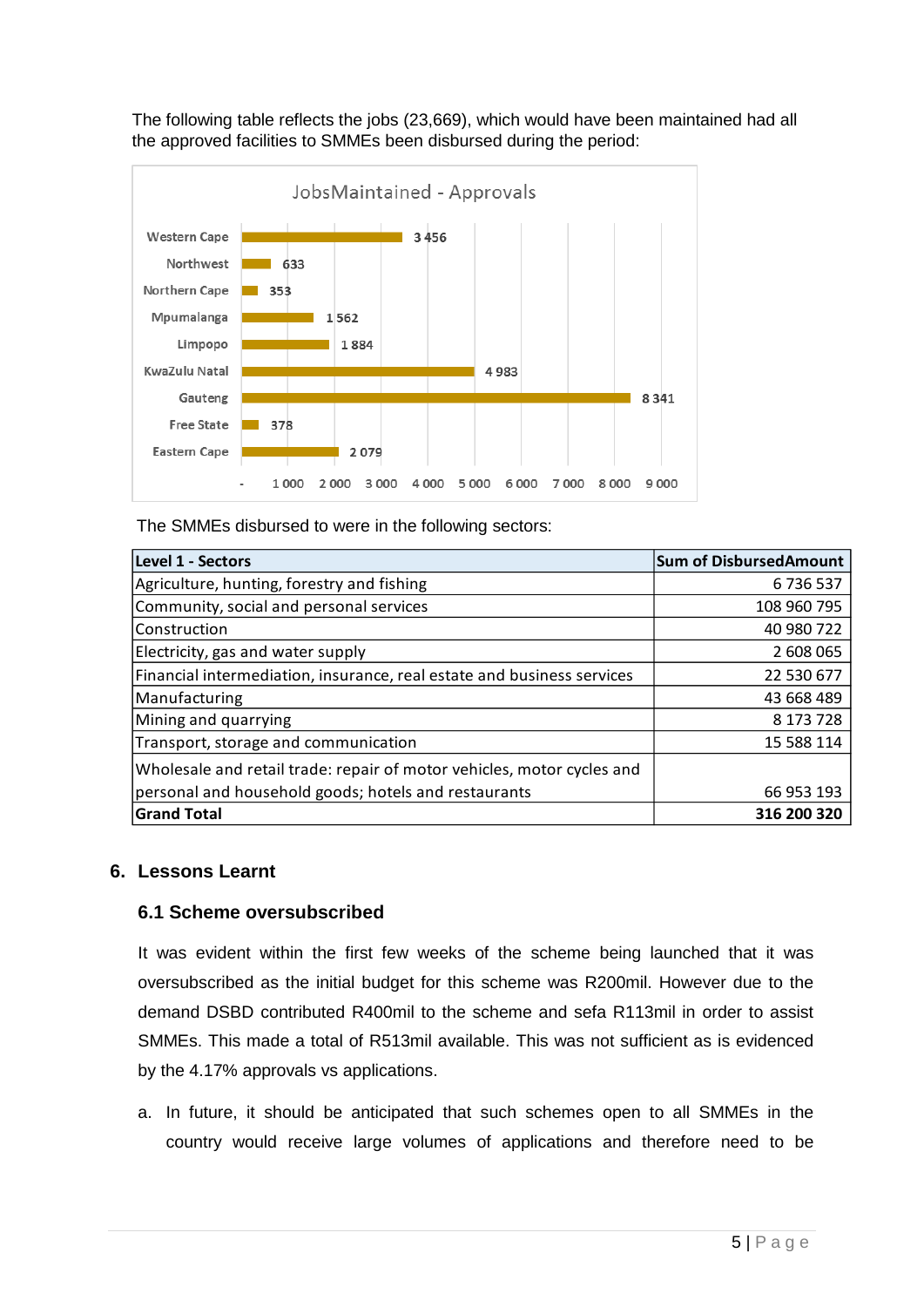The following table reflects the jobs (23,669), which would have been maintained had all the approved facilities to SMMEs been disbursed during the period:

**JobsMaintained - Approvals**

| Province | Jobs Maintained |
|---|---|
| Western Cape | 3 456 |
| Northwest | 633 |
| Northern Cape | 353 |
| Mpumalanga | 1 562 |
| Limpopo | 1 884 |
| KwaZulu Natal | 4 983 |
| Gauteng | 8 341 |
| Free State | 378 |
| Eastern Cape | 2 079 |

The SMMEs disbursed to were in the following sectors:

| Level 1 - Sectors | Sum of DisbursedAmount |
|---|---|
| Agriculture, hunting, forestry and fishing | 6 736 537 |
| Community, social and personal services | 108 960 795 |
| Construction | 40 980 722 |
| Electricity, gas and water supply | 2 608 065 |
| Financial intermediation, insurance, real estate and business services | 22 530 677 |
| Manufacturing | 43 668 489 |
| Mining and quarrying | 8 173 728 |
| Transport, storage and communication | 15 588 114 |
| Wholesale and retail trade: repair of motor vehicles, motor cycles and personal and household goods; hotels and restaurants | 66 953 193 |
| **Grand Total** | **316 200 320** |

## 6. Lessons Learnt

### 6.1 Scheme oversubscribed

It was evident within the first few weeks of the scheme being launched that it was oversubscribed as the initial budget for this scheme was R200mil. However due to the demand DSBD contributed R400mil to the scheme and sefa R113mil in order to assist SMMEs. This made a total of R513mil available. This was not sufficient as is evidenced by the 4.17% approvals vs applications.

a. In future, it should be anticipated that such schemes open to all SMMEs in the country would receive large volumes of applications and therefore need to be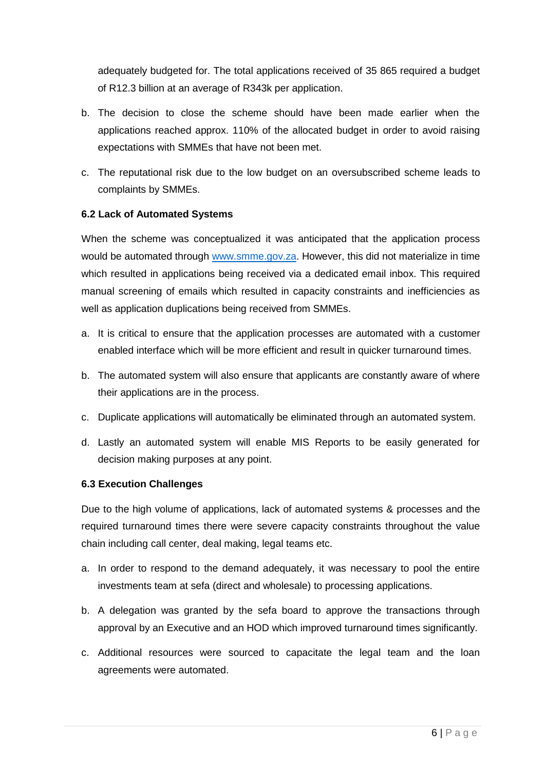adequately budgeted for. The total applications received of 35 865 required a budget of R12.3 billion at an average of R343k per application.

b. The decision to close the scheme should have been made earlier when the applications reached approx. 110% of the allocated budget in order to avoid raising expectations with SMMEs that have not been met.

c. The reputational risk due to the low budget on an oversubscribed scheme leads to complaints by SMMEs.

**6.2 Lack of Automated Systems**

When the scheme was conceptualized it was anticipated that the application process would be automated through [www.smme.gov.za](http://www.smme.gov.za). However, this did not materialize in time which resulted in applications being received via a dedicated email inbox. This required manual screening of emails which resulted in capacity constraints and inefficiencies as well as application duplications being received from SMMEs.

a. It is critical to ensure that the application processes are automated with a customer enabled interface which will be more efficient and result in quicker turnaround times.

b. The automated system will also ensure that applicants are constantly aware of where their applications are in the process.

c. Duplicate applications will automatically be eliminated through an automated system.

d. Lastly an automated system will enable MIS Reports to be easily generated for decision making purposes at any point.

**6.3 Execution Challenges**

Due to the high volume of applications, lack of automated systems & processes and the required turnaround times there were severe capacity constraints throughout the value chain including call center, deal making, legal teams etc.

a. In order to respond to the demand adequately, it was necessary to pool the entire investments team at sefa (direct and wholesale) to processing applications.

b. A delegation was granted by the sefa board to approve the transactions through approval by an Executive and an HOD which improved turnaround times significantly.

c. Additional resources were sourced to capacitate the legal team and the loan agreements were automated.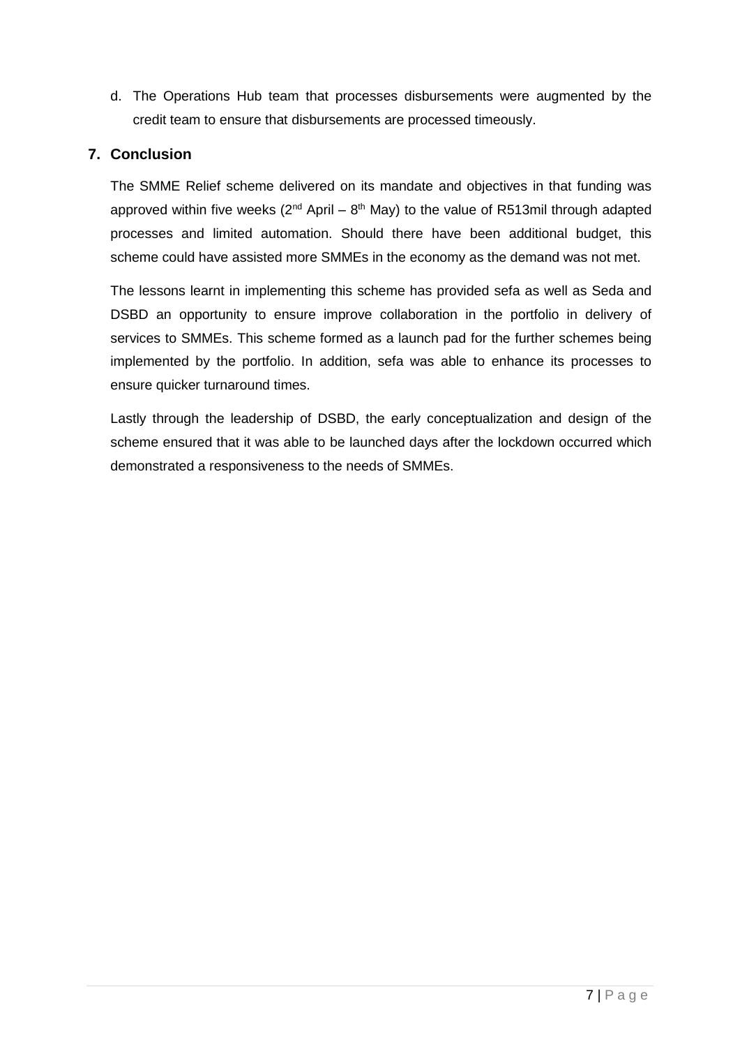d. The Operations Hub team that processes disbursements were augmented by the credit team to ensure that disbursements are processed timeously.

## 7. Conclusion

The SMME Relief scheme delivered on its mandate and objectives in that funding was approved within five weeks (2nd April – 8th May) to the value of R513mil through adapted processes and limited automation. Should there have been additional budget, this scheme could have assisted more SMMEs in the economy as the demand was not met.

The lessons learnt in implementing this scheme has provided sefa as well as Seda and DSBD an opportunity to ensure improve collaboration in the portfolio in delivery of services to SMMEs. This scheme formed as a launch pad for the further schemes being implemented by the portfolio. In addition, sefa was able to enhance its processes to ensure quicker turnaround times.

Lastly through the leadership of DSBD, the early conceptualization and design of the scheme ensured that it was able to be launched days after the lockdown occurred which demonstrated a responsiveness to the needs of SMMEs.